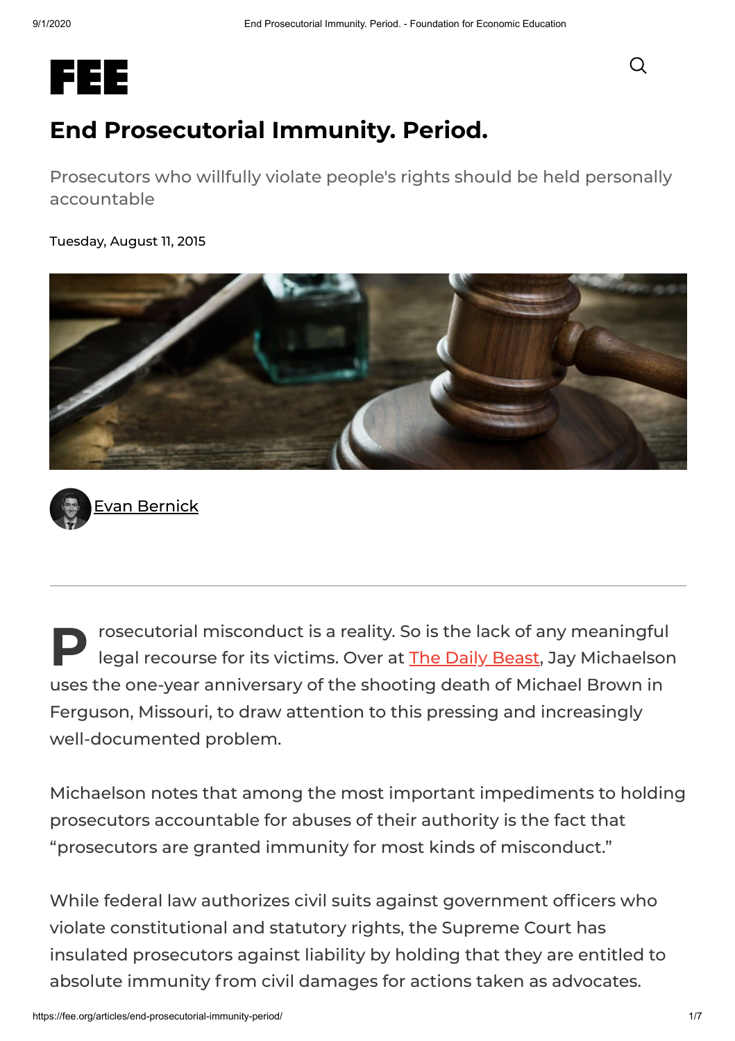# End Prosecutorial Immunity. Period.

Prosecutors who willfully violate people's rights should be held personally accountable

Tuesday, August 11, 2015

Evan Bernick

---

Prosecutorial misconduct is a reality. So is the lack of any meaningful legal recourse for its victims. Over at The Daily Beast, Jay Michaelson uses the one-year anniversary of the shooting death of Michael Brown in Ferguson, Missouri, to draw attention to this pressing and increasingly well-documented problem.

Michaelson notes that among the most important impediments to holding prosecutors accountable for abuses of their authority is the fact that "prosecutors are granted immunity for most kinds of misconduct."

While federal law authorizes civil suits against government officers who violate constitutional and statutory rights, the Supreme Court has insulated prosecutors against liability by holding that they are entitled to absolute immunity from civil damages for actions taken as advocates.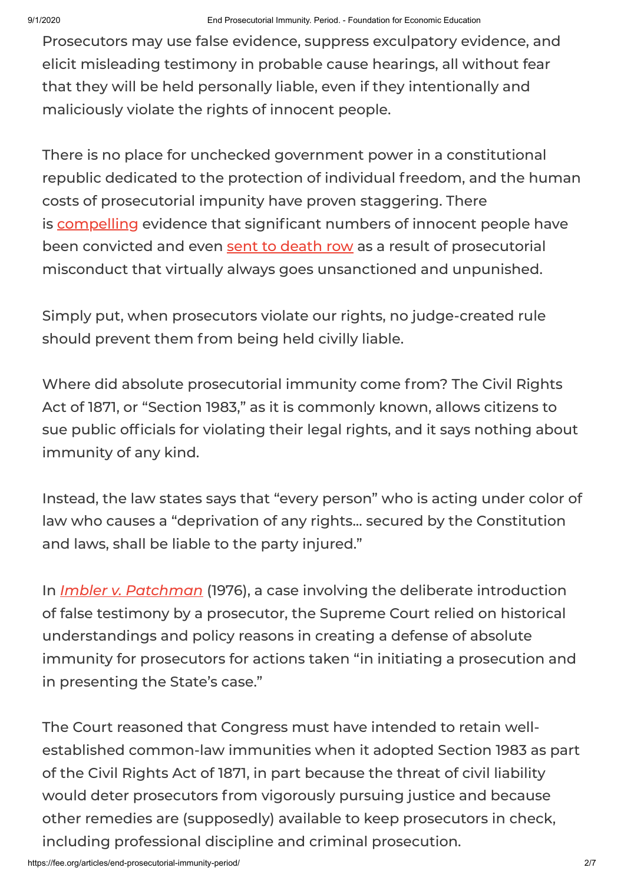Prosecutors may use false evidence, suppress exculpatory evidence, and elicit misleading testimony in probable cause hearings, all without fear that they will be held personally liable, even if they intentionally and maliciously violate the rights of innocent people.

There is no place for unchecked government power in a constitutional republic dedicated to the protection of individual freedom, and the human costs of prosecutorial impunity have proven staggering. There is compelling evidence that significant numbers of innocent people have been convicted and even sent to death row as a result of prosecutorial misconduct that virtually always goes unsanctioned and unpunished.

Simply put, when prosecutors violate our rights, no judge-created rule should prevent them from being held civilly liable.

Where did absolute prosecutorial immunity come from? The Civil Rights Act of 1871, or "Section 1983," as it is commonly known, allows citizens to sue public officials for violating their legal rights, and it says nothing about immunity of any kind.

Instead, the law states says that "every person" who is acting under color of law who causes a "deprivation of any rights… secured by the Constitution and laws, shall be liable to the party injured."

In *Imbler v. Patchman* (1976), a case involving the deliberate introduction of false testimony by a prosecutor, the Supreme Court relied on historical understandings and policy reasons in creating a defense of absolute immunity for prosecutors for actions taken "in initiating a prosecution and in presenting the State's case."

The Court reasoned that Congress must have intended to retain well-established common-law immunities when it adopted Section 1983 as part of the Civil Rights Act of 1871, in part because the threat of civil liability would deter prosecutors from vigorously pursuing justice and because other remedies are (supposedly) available to keep prosecutors in check, including professional discipline and criminal prosecution.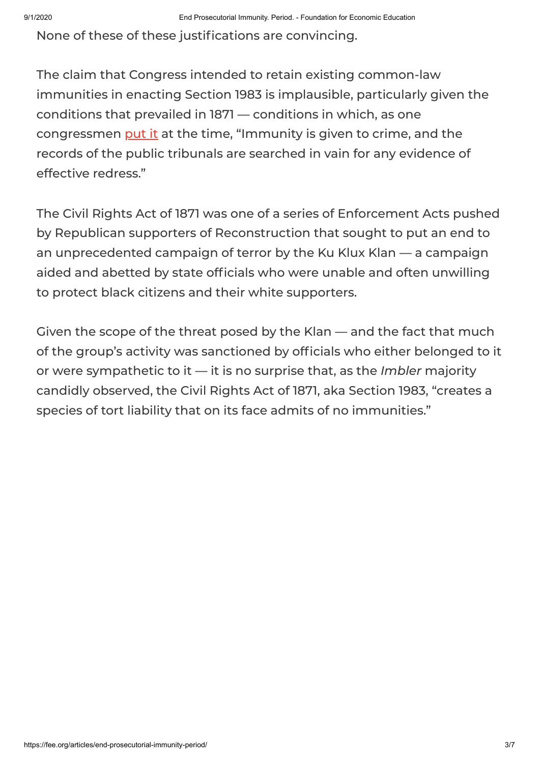None of these of these justifications are convincing.

The claim that Congress intended to retain existing common-law immunities in enacting Section 1983 is implausible, particularly given the conditions that prevailed in 1871 — conditions in which, as one congressmen put it at the time, "Immunity is given to crime, and the records of the public tribunals are searched in vain for any evidence of effective redress."

The Civil Rights Act of 1871 was one of a series of Enforcement Acts pushed by Republican supporters of Reconstruction that sought to put an end to an unprecedented campaign of terror by the Ku Klux Klan — a campaign aided and abetted by state officials who were unable and often unwilling to protect black citizens and their white supporters.

Given the scope of the threat posed by the Klan — and the fact that much of the group's activity was sanctioned by officials who either belonged to it or were sympathetic to it — it is no surprise that, as the *Imbler* majority candidly observed, the Civil Rights Act of 1871, aka Section 1983, "creates a species of tort liability that on its face admits of no immunities."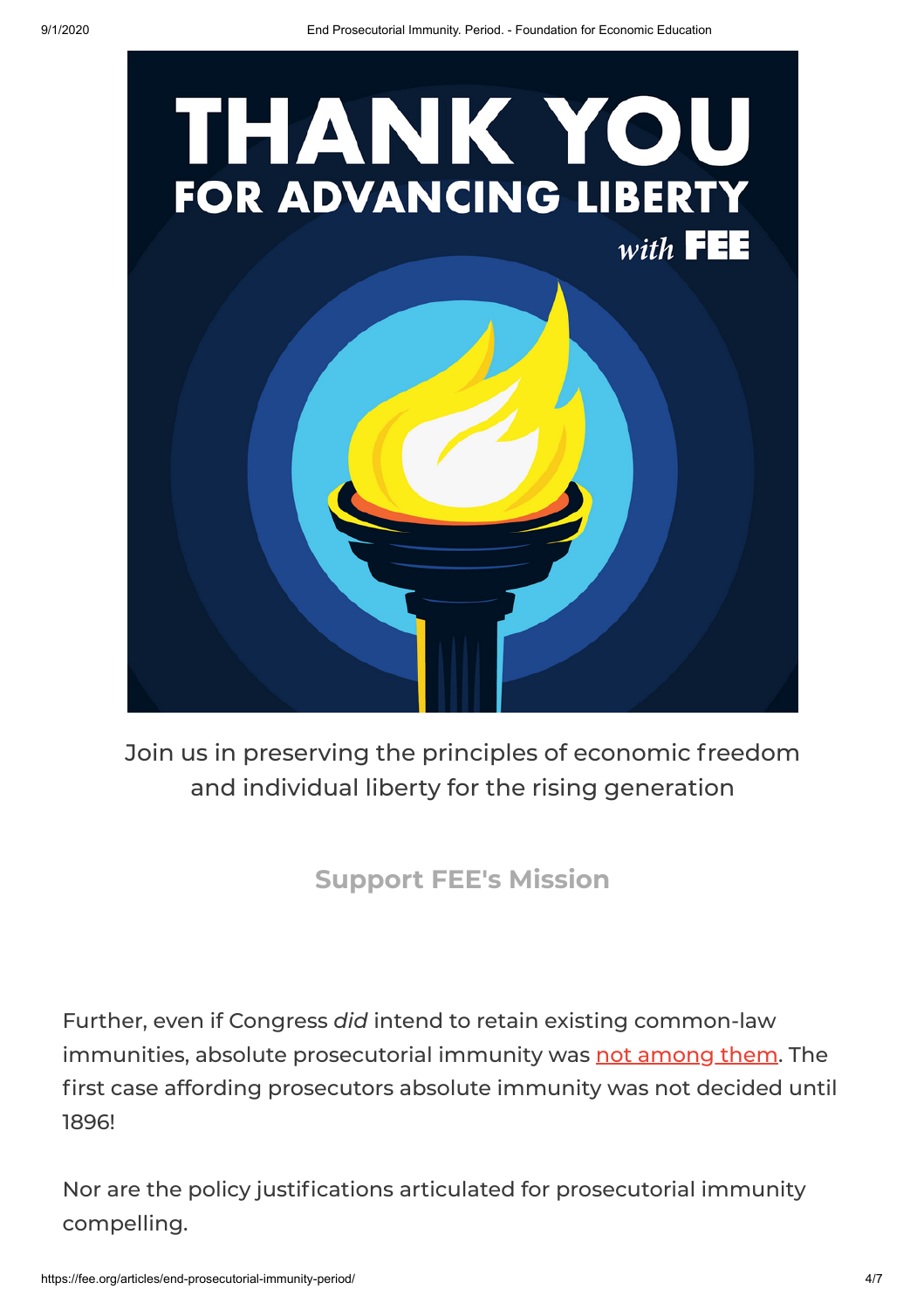Join us in preserving the principles of economic freedom and individual liberty for the rising generation

**Support FEE's Mission**

Further, even if Congress *did* intend to retain existing common-law immunities, absolute prosecutorial immunity was not among them. The first case affording prosecutors absolute immunity was not decided until 1896!

Nor are the policy justifications articulated for prosecutorial immunity compelling.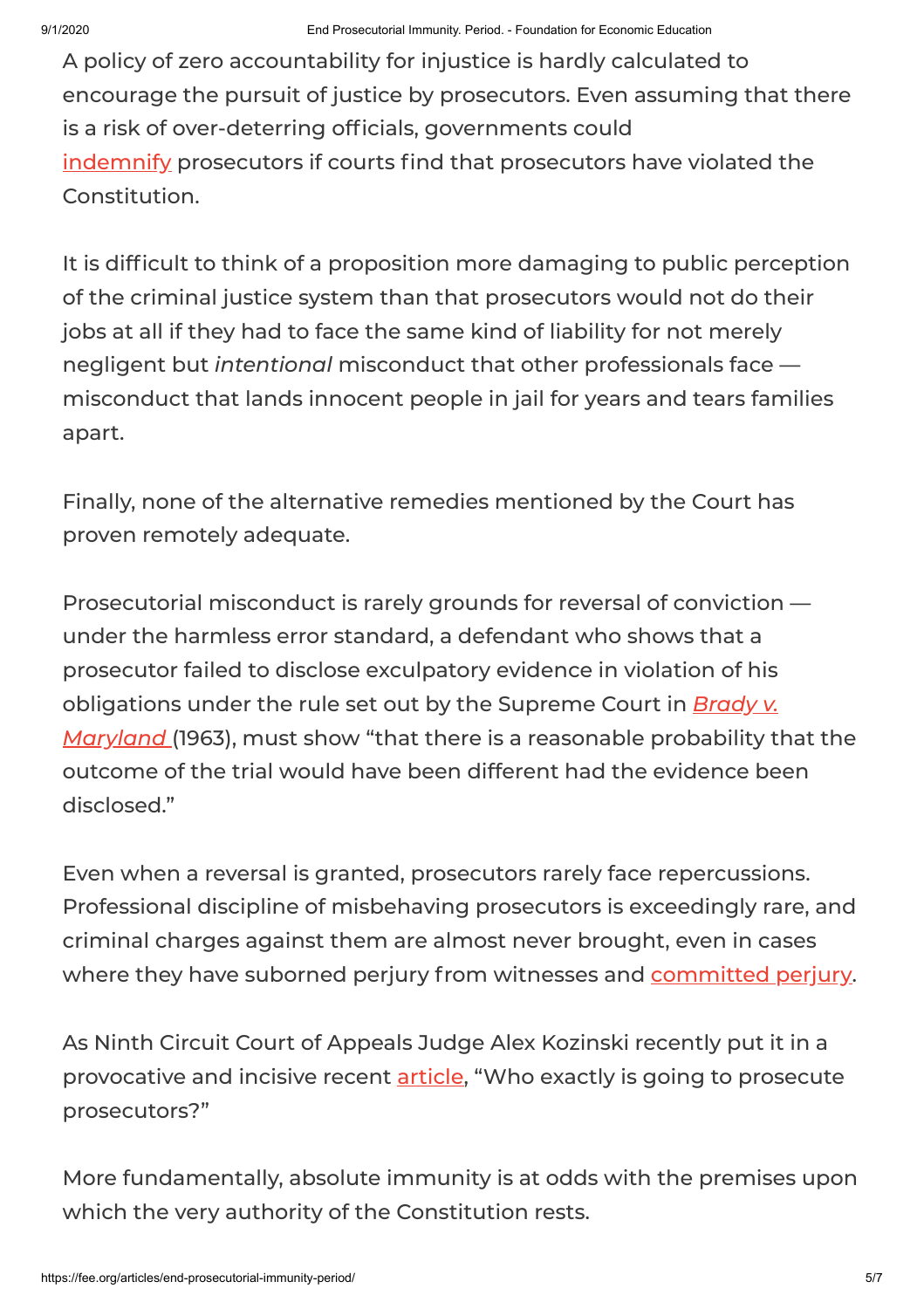A policy of zero accountability for injustice is hardly calculated to encourage the pursuit of justice by prosecutors. Even assuming that there is a risk of over-deterring officials, governments could indemnify prosecutors if courts find that prosecutors have violated the Constitution.

It is difficult to think of a proposition more damaging to public perception of the criminal justice system than that prosecutors would not do their jobs at all if they had to face the same kind of liability for not merely negligent but *intentional* misconduct that other professionals face — misconduct that lands innocent people in jail for years and tears families apart.

Finally, none of the alternative remedies mentioned by the Court has proven remotely adequate.

Prosecutorial misconduct is rarely grounds for reversal of conviction — under the harmless error standard, a defendant who shows that a prosecutor failed to disclose exculpatory evidence in violation of his obligations under the rule set out by the Supreme Court in *Brady v. Maryland* (1963), must show "that there is a reasonable probability that the outcome of the trial would have been different had the evidence been disclosed."

Even when a reversal is granted, prosecutors rarely face repercussions. Professional discipline of misbehaving prosecutors is exceedingly rare, and criminal charges against them are almost never brought, even in cases where they have suborned perjury from witnesses and committed perjury.

As Ninth Circuit Court of Appeals Judge Alex Kozinski recently put it in a provocative and incisive recent article, "Who exactly is going to prosecute prosecutors?"

More fundamentally, absolute immunity is at odds with the premises upon which the very authority of the Constitution rests.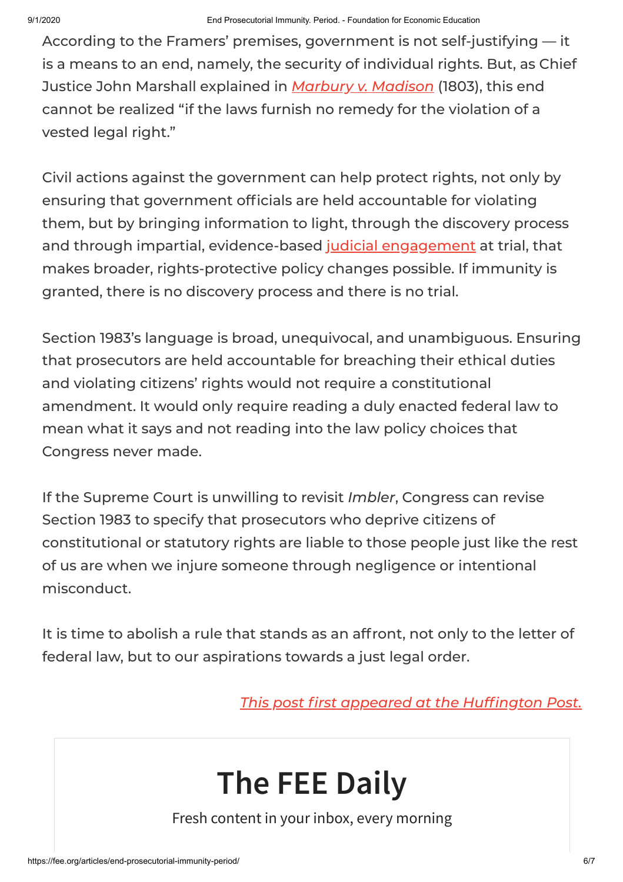According to the Framers' premises, government is not self-justifying — it is a means to an end, namely, the security of individual rights. But, as Chief Justice John Marshall explained in *Marbury v. Madison* (1803), this end cannot be realized "if the laws furnish no remedy for the violation of a vested legal right."

Civil actions against the government can help protect rights, not only by ensuring that government officials are held accountable for violating them, but by bringing information to light, through the discovery process and through impartial, evidence-based judicial engagement at trial, that makes broader, rights-protective policy changes possible. If immunity is granted, there is no discovery process and there is no trial.

Section 1983's language is broad, unequivocal, and unambiguous. Ensuring that prosecutors are held accountable for breaching their ethical duties and violating citizens' rights would not require a constitutional amendment. It would only require reading a duly enacted federal law to mean what it says and not reading into the law policy choices that Congress never made.

If the Supreme Court is unwilling to revisit *Imbler*, Congress can revise Section 1983 to specify that prosecutors who deprive citizens of constitutional or statutory rights are liable to those people just like the rest of us are when we injure someone through negligence or intentional misconduct.

It is time to abolish a rule that stands as an affront, not only to the letter of federal law, but to our aspirations towards a just legal order.

*This post first appeared at the Huffington Post.*

# The FEE Daily

Fresh content in your inbox, every morning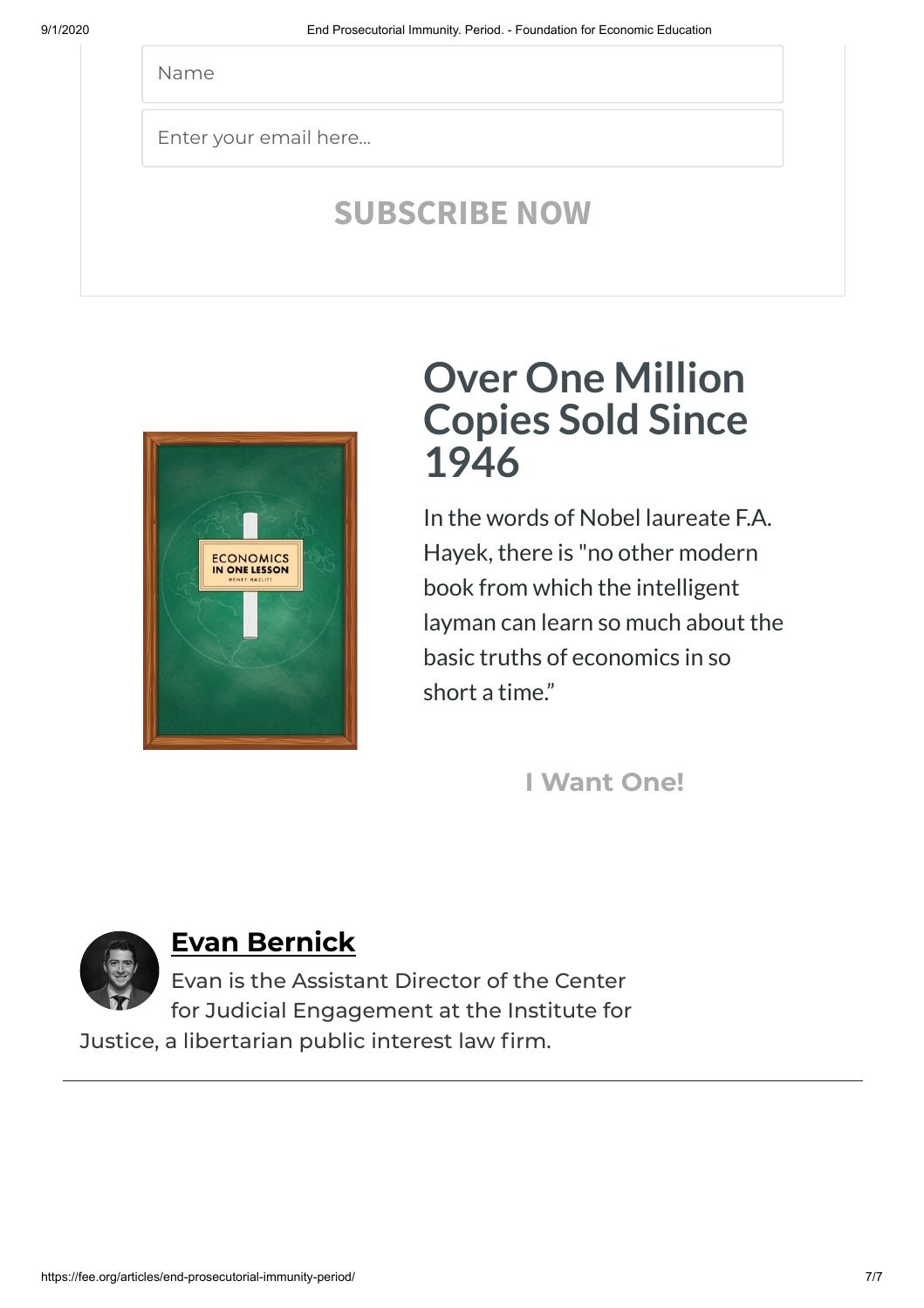Name

Enter your email here...

**SUBSCRIBE NOW**

## Over One Million Copies Sold Since 1946

In the words of Nobel laureate F.A. Hayek, there is "no other modern book from which the intelligent layman can learn so much about the basic truths of economics in so short a time."

**I Want One!**

### Evan Bernick

Evan is the Assistant Director of the Center for Judicial Engagement at the Institute for Justice, a libertarian public interest law firm.